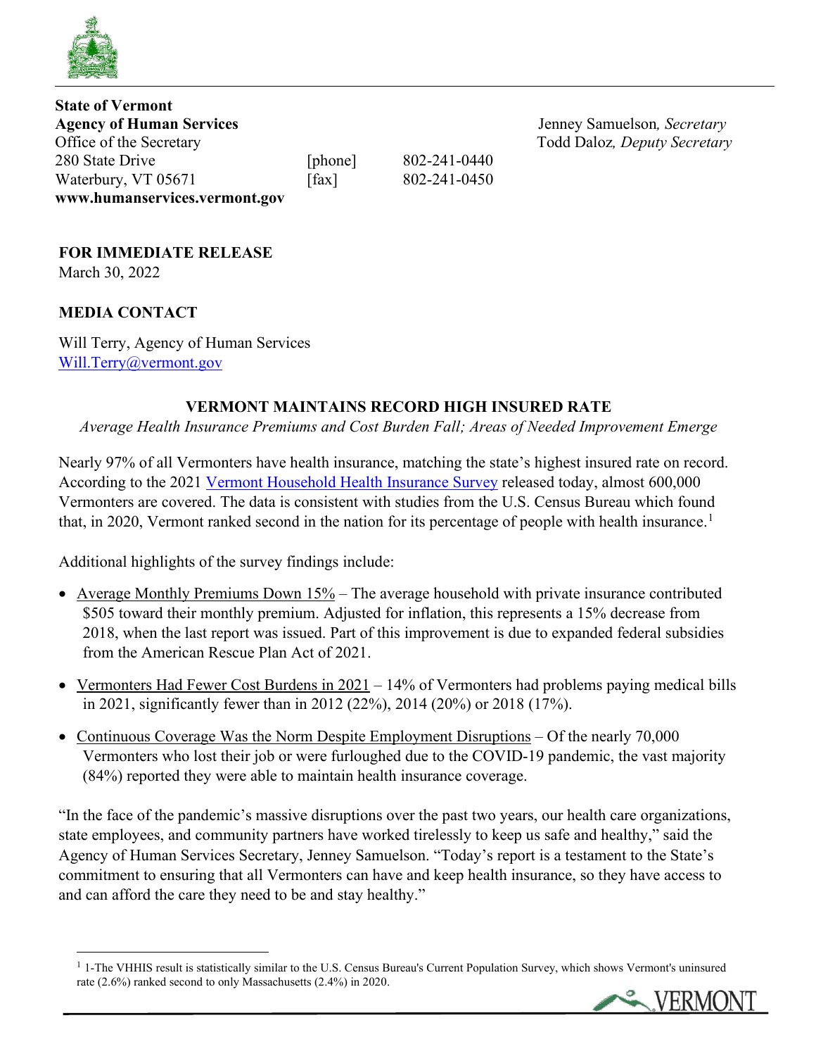**State of Vermont**
**Agency of Human Services**
Office of the Secretary
280 State Drive
Waterbury, VT 05671
**www.humanservices.vermont.gov**

[phone] 802-241-0440
[fax] 802-241-0450

Jenney Samuelson, *Secretary*
Todd Daloz, *Deputy Secretary*

**FOR IMMEDIATE RELEASE**
March 30, 2022

**MEDIA CONTACT**

Will Terry, Agency of Human Services
Will.Terry@vermont.gov

## VERMONT MAINTAINS RECORD HIGH INSURED RATE

*Average Health Insurance Premiums and Cost Burden Fall; Areas of Needed Improvement Emerge*

Nearly 97% of all Vermonters have health insurance, matching the state's highest insured rate on record. According to the 2021 Vermont Household Health Insurance Survey released today, almost 600,000 Vermonters are covered. The data is consistent with studies from the U.S. Census Bureau which found that, in 2020, Vermont ranked second in the nation for its percentage of people with health insurance.[1]

Additional highlights of the survey findings include:

- Average Monthly Premiums Down 15% – The average household with private insurance contributed $505 toward their monthly premium. Adjusted for inflation, this represents a 15% decrease from 2018, when the last report was issued. Part of this improvement is due to expanded federal subsidies from the American Rescue Plan Act of 2021.
- Vermonters Had Fewer Cost Burdens in 2021 – 14% of Vermonters had problems paying medical bills in 2021, significantly fewer than in 2012 (22%), 2014 (20%) or 2018 (17%).
- Continuous Coverage Was the Norm Despite Employment Disruptions – Of the nearly 70,000 Vermonters who lost their job or were furloughed due to the COVID-19 pandemic, the vast majority (84%) reported they were able to maintain health insurance coverage.

"In the face of the pandemic's massive disruptions over the past two years, our health care organizations, state employees, and community partners have worked tirelessly to keep us safe and healthy," said the Agency of Human Services Secretary, Jenney Samuelson. "Today's report is a testament to the State's commitment to ensuring that all Vermonters can have and keep health insurance, so they have access to and can afford the care they need to be and stay healthy."

[1] 1-The VHHIS result is statistically similar to the U.S. Census Bureau's Current Population Survey, which shows Vermont's uninsured rate (2.6%) ranked second to only Massachusetts (2.4%) in 2020.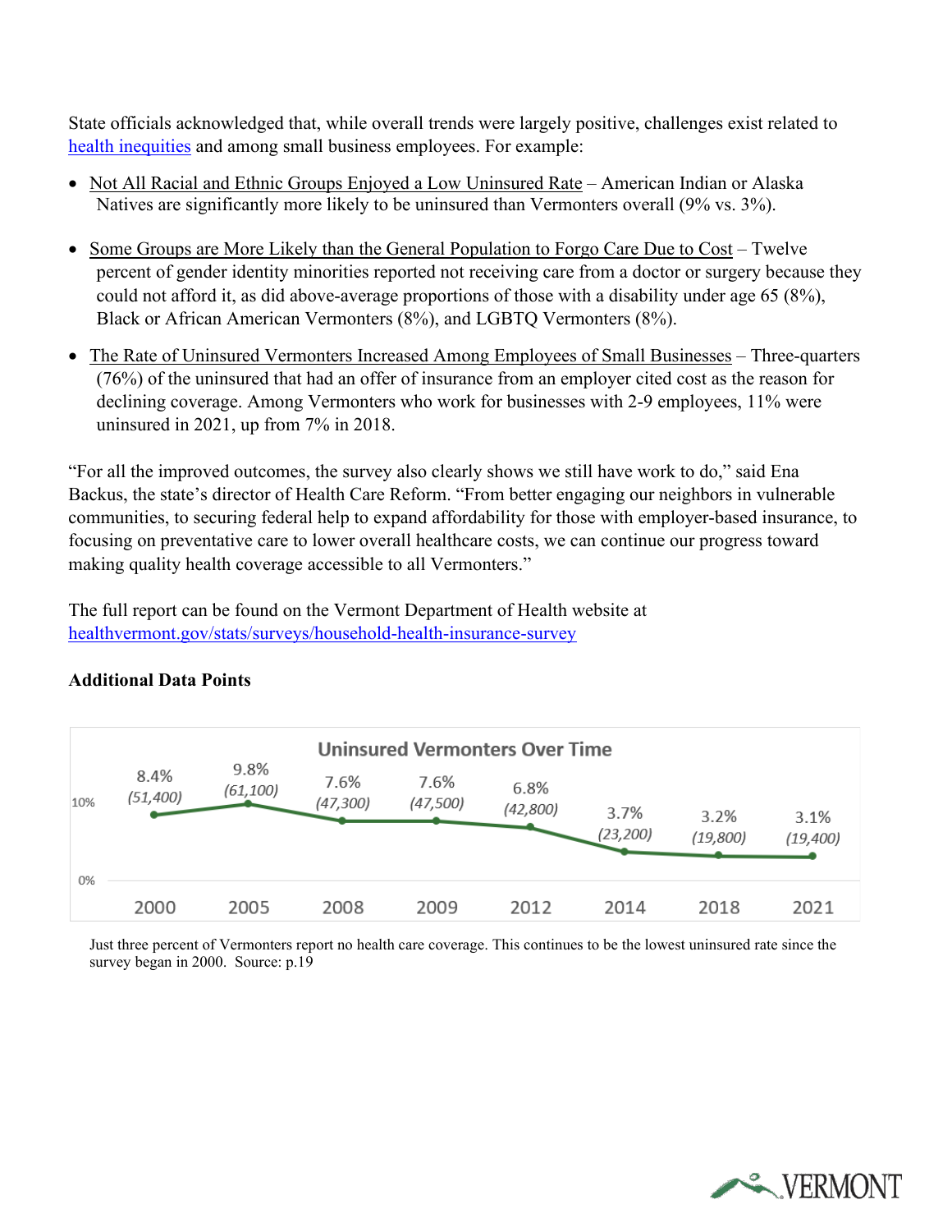State officials acknowledged that, while overall trends were largely positive, challenges exist related to health inequities and among small business employees. For example:

- Not All Racial and Ethnic Groups Enjoyed a Low Uninsured Rate – American Indian or Alaska Natives are significantly more likely to be uninsured than Vermonters overall (9% vs. 3%).

- Some Groups are More Likely than the General Population to Forgo Care Due to Cost – Twelve percent of gender identity minorities reported not receiving care from a doctor or surgery because they could not afford it, as did above-average proportions of those with a disability under age 65 (8%), Black or African American Vermonters (8%), and LGBTQ Vermonters (8%).

- The Rate of Uninsured Vermonters Increased Among Employees of Small Businesses – Three-quarters (76%) of the uninsured that had an offer of insurance from an employer cited cost as the reason for declining coverage. Among Vermonters who work for businesses with 2-9 employees, 11% were uninsured in 2021, up from 7% in 2018.

"For all the improved outcomes, the survey also clearly shows we still have work to do," said Ena Backus, the state's director of Health Care Reform. "From better engaging our neighbors in vulnerable communities, to securing federal help to expand affordability for those with employer-based insurance, to focusing on preventative care to lower overall healthcare costs, we can continue our progress toward making quality health coverage accessible to all Vermonters."

The full report can be found on the Vermont Department of Health website at healthvermont.gov/stats/surveys/household-health-insurance-survey

**Additional Data Points**

**Uninsured Vermonters Over Time**

| Year | 2000 | 2005 | 2008 | 2009 | 2012 | 2014 | 2018 | 2021 |
|---|---|---|---|---|---|---|---|---|
| Uninsured rate | 8.4% | 9.8% | 7.6% | 7.6% | 6.8% | 3.7% | 3.2% | 3.1% |
| Number uninsured | (51,400) | (61,100) | (47,300) | (47,500) | (42,800) | (23,200) | (19,800) | (19,400) |

Just three percent of Vermonters report no health care coverage. This continues to be the lowest uninsured rate since the survey began in 2000. Source: p.19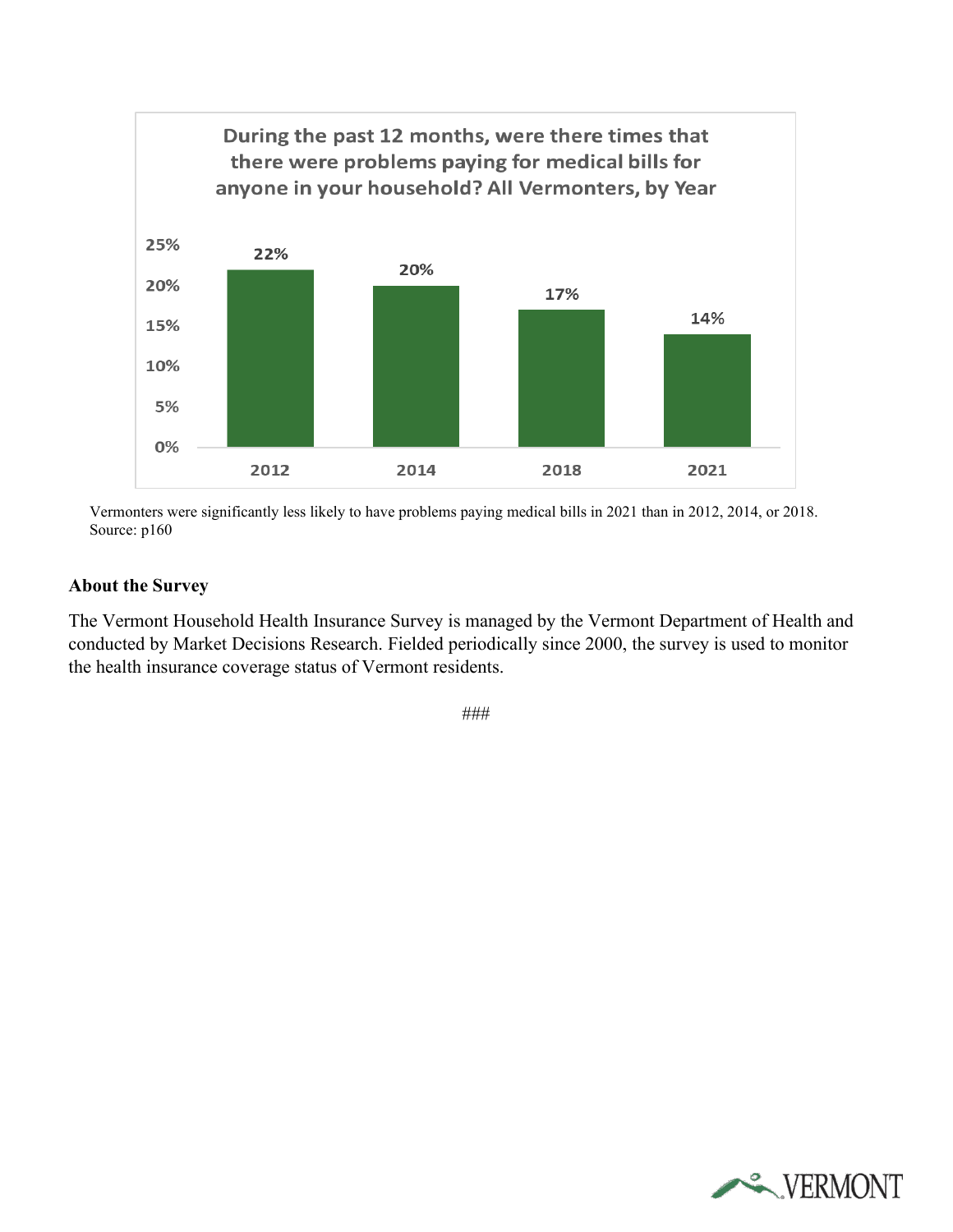During the past 12 months, were there times that there were problems paying for medical bills for anyone in your household? All Vermonters, by Year

25%
20%
15%
10%
5%
0%

22%
20%
17%
14%

2012
2014
2018
2021

Vermonters were significantly less likely to have problems paying medical bills in 2021 than in 2012, 2014, or 2018.
Source: p160

**About the Survey**

The Vermont Household Health Insurance Survey is managed by the Vermont Department of Health and conducted by Market Decisions Research. Fielded periodically since 2000, the survey is used to monitor the health insurance coverage status of Vermont residents.

###